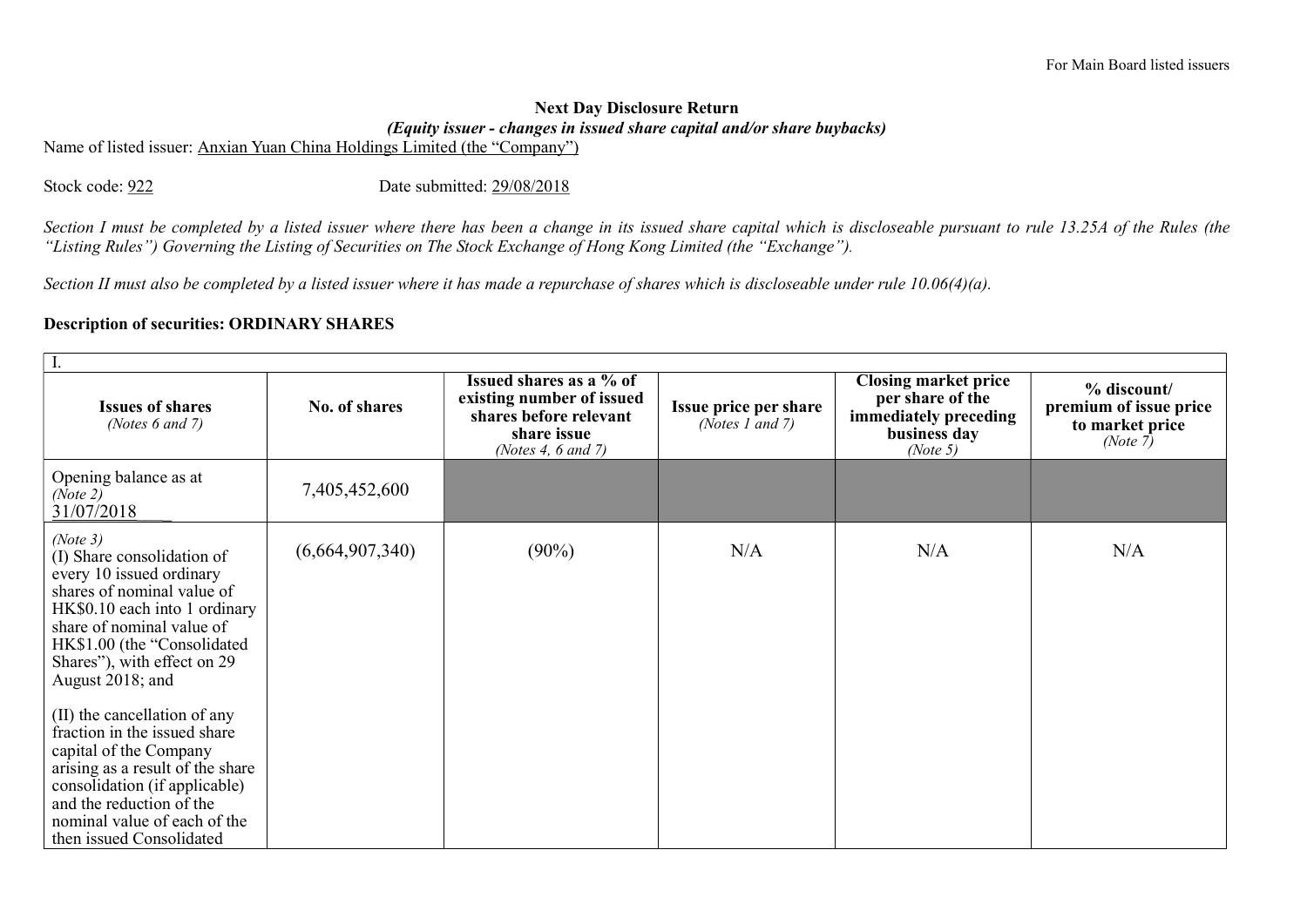For Main Board listed issuers

**Next Day Disclosure Return**

***(Equity issuer - changes in issued share capital and/or share buybacks)***

Name of listed issuer: Anxian Yuan China Holdings Limited (the "Company")

Stock code: 922 Date submitted: 29/08/2018

*Section I must be completed by a listed issuer where there has been a change in its issued share capital which is discloseable pursuant to rule 13.25A of the Rules (the "Listing Rules") Governing the Listing of Securities on The Stock Exchange of Hong Kong Limited (the "Exchange").*

*Section II must also be completed by a listed issuer where it has made a repurchase of shares which is discloseable under rule 10.06(4)(a).*

**Description of securities: ORDINARY SHARES**

| I. | | | | | |
|---|---|---|---|---|---|
| **Issues of shares** *(Notes 6 and 7)* | **No. of shares** | **Issued shares as a % of existing number of issued shares before relevant share issue** *(Notes 4, 6 and 7)* | **Issue price per share** *(Notes 1 and 7)* | **Closing market price per share of the immediately preceding business day** *(Note 5)* | **% discount/ premium of issue price to market price** *(Note 7)* |
| Opening balance as at *(Note 2)* 31/07/2018 | 7,405,452,600 | | | | |
| *(Note 3)* (I) Share consolidation of every 10 issued ordinary shares of nominal value of HK$0.10 each into 1 ordinary share of nominal value of HK$1.00 (the "Consolidated Shares"), with effect on 29 August 2018; and<br><br>(II) the cancellation of any fraction in the issued share capital of the Company arising as a result of the share consolidation (if applicable) and the reduction of the nominal value of each of the then issued Consolidated | (6,664,907,340) | (90%) | N/A | N/A | N/A |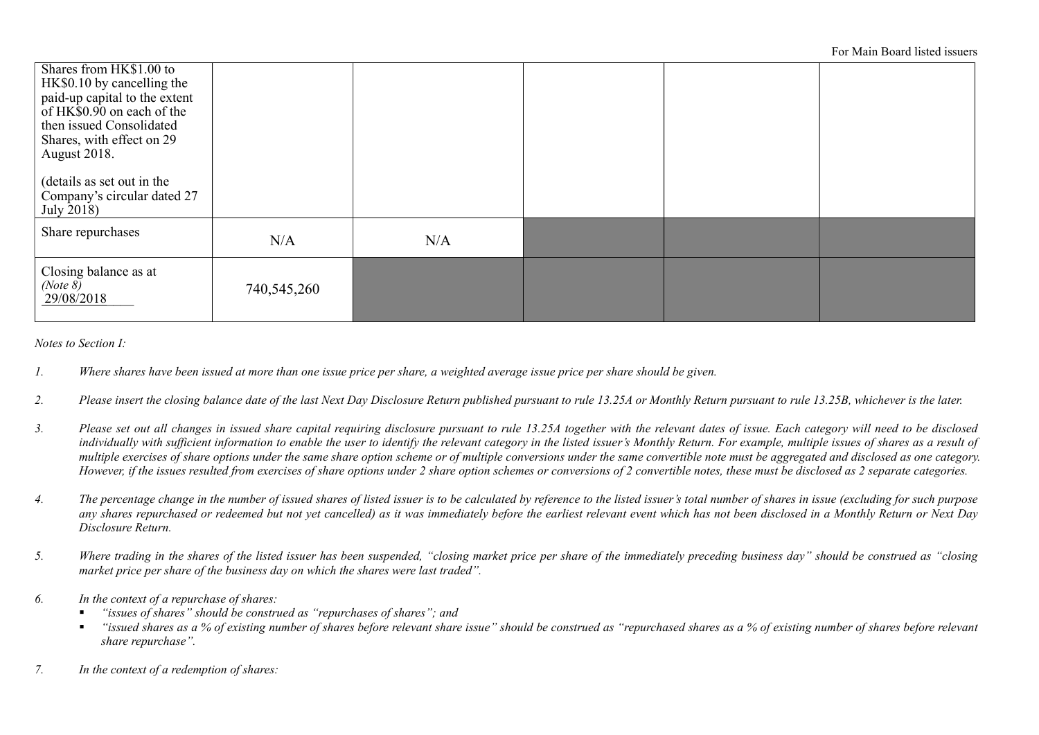| | | | | | |
|---|---|---|---|---|---|
| Shares from HK$1.00 to HK$0.10 by cancelling the paid-up capital to the extent of HK$0.90 on each of the then issued Consolidated Shares, with effect on 29 August 2018.<br><br>(details as set out in the Company's circular dated 27 July 2018) | | | | | |
| Share repurchases | N/A | N/A | | | |
| Closing balance as at *(Note 8)* 29/08/2018 | 740,545,260 | | | | |

*Notes to Section I:*

1. *Where shares have been issued at more than one issue price per share, a weighted average issue price per share should be given.*

2. *Please insert the closing balance date of the last Next Day Disclosure Return published pursuant to rule 13.25A or Monthly Return pursuant to rule 13.25B, whichever is the later.*

3. *Please set out all changes in issued share capital requiring disclosure pursuant to rule 13.25A together with the relevant dates of issue. Each category will need to be disclosed individually with sufficient information to enable the user to identify the relevant category in the listed issuer's Monthly Return. For example, multiple issues of shares as a result of multiple exercises of share options under the same share option scheme or of multiple conversions under the same convertible note must be aggregated and disclosed as one category. However, if the issues resulted from exercises of share options under 2 share option schemes or conversions of 2 convertible notes, these must be disclosed as 2 separate categories.*

4. *The percentage change in the number of issued shares of listed issuer is to be calculated by reference to the listed issuer's total number of shares in issue (excluding for such purpose any shares repurchased or redeemed but not yet cancelled) as it was immediately before the earliest relevant event which has not been disclosed in a Monthly Return or Next Day Disclosure Return.*

5. *Where trading in the shares of the listed issuer has been suspended, "closing market price per share of the immediately preceding business day" should be construed as "closing market price per share of the business day on which the shares were last traded".*

6. *In the context of a repurchase of shares:*
   - *"issues of shares" should be construed as "repurchases of shares"; and*
   - *"issued shares as a % of existing number of shares before relevant share issue" should be construed as "repurchased shares as a % of existing number of shares before relevant share repurchase".*

7. *In the context of a redemption of shares:*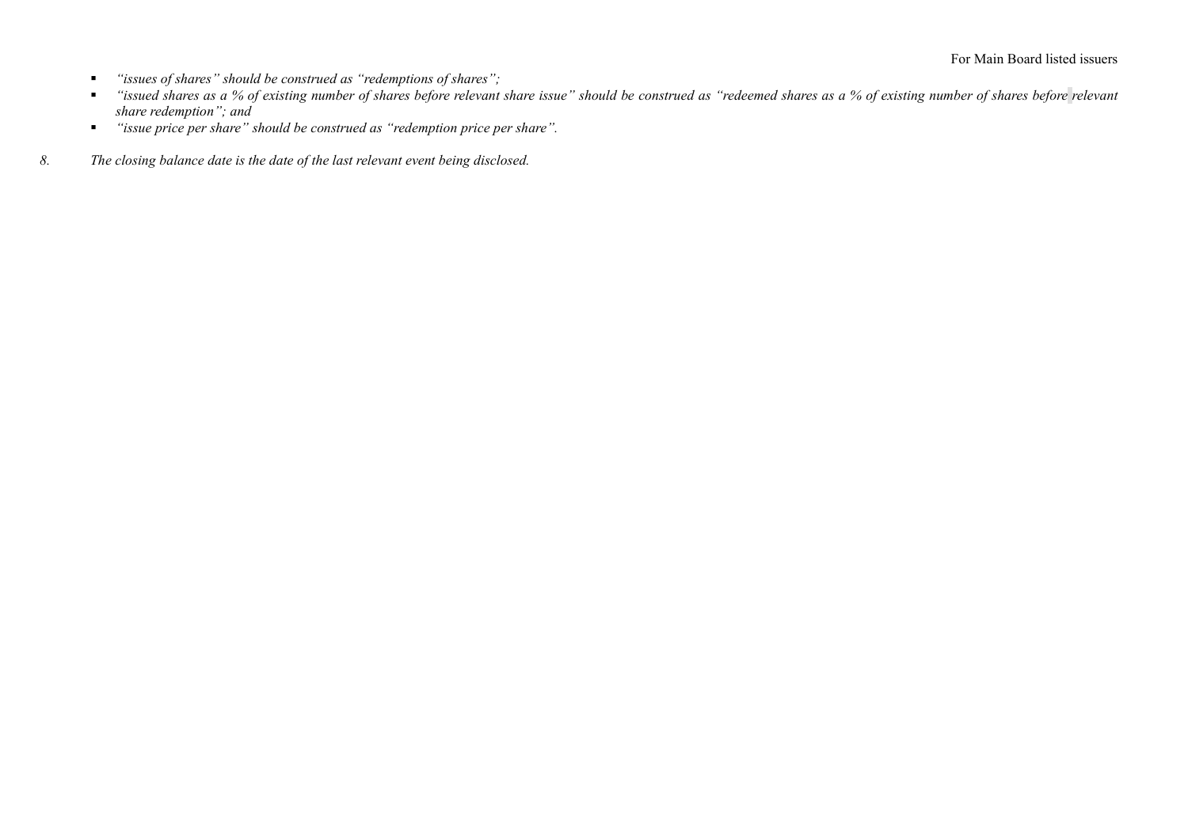- *"issues of shares" should be construed as "redemptions of shares";*
- *"issued shares as a % of existing number of shares before relevant share issue" should be construed as "redeemed shares as a % of existing number of shares before relevant share redemption"; and*
- *"issue price per share" should be construed as "redemption price per share".*

8. *The closing balance date is the date of the last relevant event being disclosed.*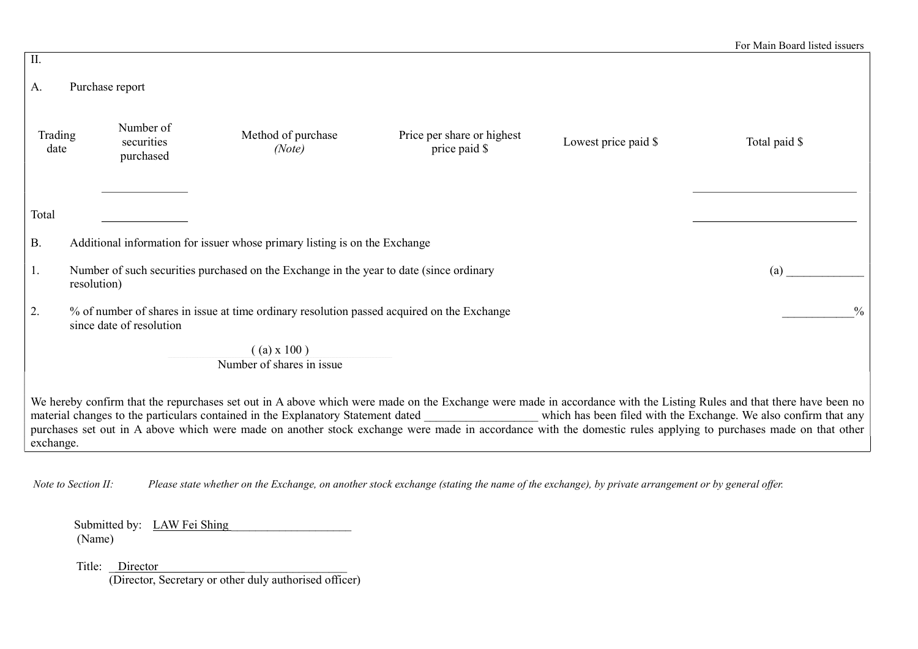For Main Board listed issuers

II.

A. Purchase report

| Trading date | Number of securities purchased | Method of purchase *(Note)* | Price per share or highest price paid $ | Lowest price paid $ | Total paid $ |
|---|---|---|---|---|---|
| | ______________ | | | | ___________________________ |
| Total | ______________ | | | | ___________________________ |

B. Additional information for issuer whose primary listing is on the Exchange

1. Number of such securities purchased on the Exchange in the year to date (since ordinary resolution) (a) _____________

2. % of number of shares in issue at time ordinary resolution passed acquired on the Exchange since date of resolution ____________%

$$\frac{(a) \times 100}{\text{Number of shares in issue}}$$

We hereby confirm that the repurchases set out in A above which were made on the Exchange were made in accordance with the Listing Rules and that there have been no material changes to the particulars contained in the Explanatory Statement dated __________________ which has been filed with the Exchange. We also confirm that any purchases set out in A above which were made on another stock exchange were made in accordance with the domestic rules applying to purchases made on that other exchange.

*Note to Section II: Please state whether on the Exchange, on another stock exchange (stating the name of the exchange), by private arrangement or by general offer.*

Submitted by: LAW Fei Shing____________________
(Name)

Title: Director__________________________________
(Director, Secretary or other duly authorised officer)